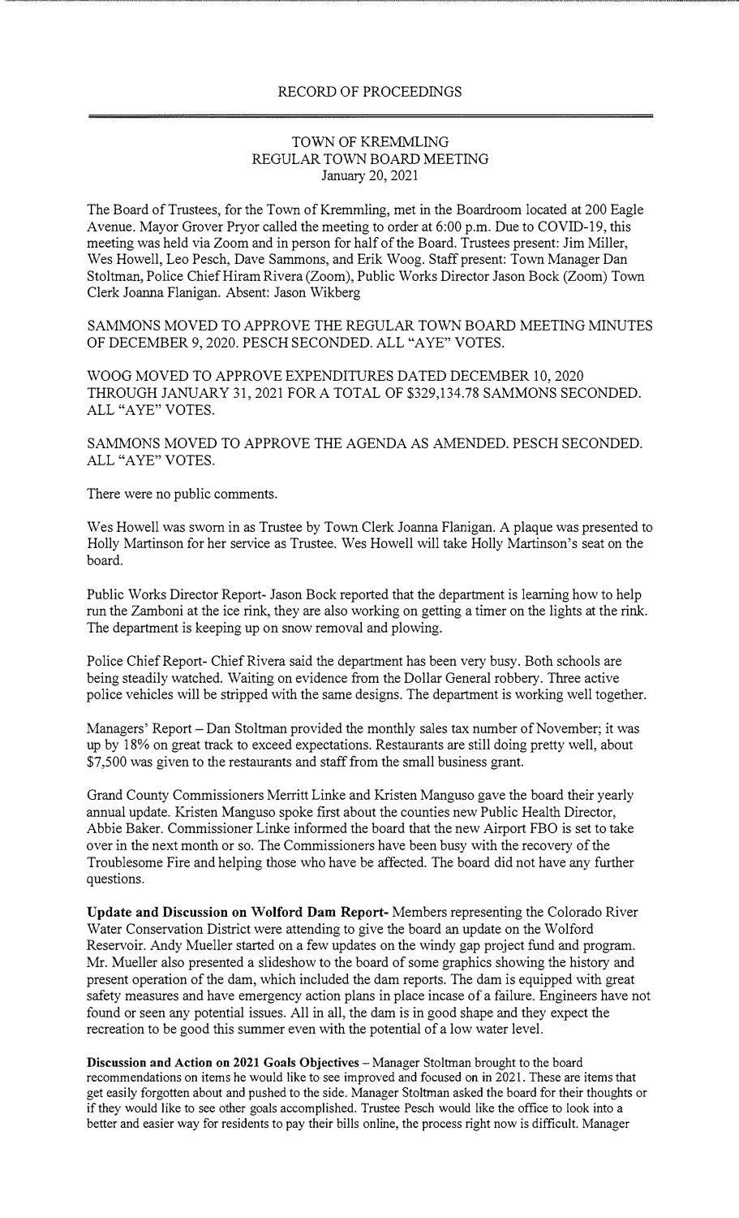# RECORD OF PROCEEDINGS

## TOWN OF KREMMLING
## REGULAR TOWN BOARD MEETING
## January 20, 2021

The Board of Trustees, for the Town of Kremmling, met in the Boardroom located at 200 Eagle Avenue. Mayor Grover Pryor called the meeting to order at 6:00 p.m. Due to COVID-19, this meeting was held via Zoom and in person for half of the Board. Trustees present: Jim Miller, Wes Howell, Leo Pesch, Dave Sammons, and Erik Woog. Staff present: Town Manager Dan Stoltman, Police Chief Hiram Rivera (Zoom), Public Works Director Jason Bock (Zoom) Town Clerk Joanna Flanigan. Absent: Jason Wikberg

SAMMONS MOVED TO APPROVE THE REGULAR TOWN BOARD MEETING MINUTES OF DECEMBER 9, 2020. PESCH SECONDED. ALL "AYE" VOTES.

WOOG MOVED TO APPROVE EXPENDITURES DATED DECEMBER 10, 2020 THROUGH JANUARY 31, 2021 FOR A TOTAL OF $329,134.78 SAMMONS SECONDED. ALL "AYE" VOTES.

SAMMONS MOVED TO APPROVE THE AGENDA AS AMENDED. PESCH SECONDED. ALL "AYE" VOTES.

There were no public comments.

Wes Howell was sworn in as Trustee by Town Clerk Joanna Flanigan. A plaque was presented to Holly Martinson for her service as Trustee. Wes Howell will take Holly Martinson's seat on the board.

Public Works Director Report- Jason Bock reported that the department is learning how to help run the Zamboni at the ice rink, they are also working on getting a timer on the lights at the rink. The department is keeping up on snow removal and plowing.

Police Chief Report- Chief Rivera said the department has been very busy. Both schools are being steadily watched. Waiting on evidence from the Dollar General robbery. Three active police vehicles will be stripped with the same designs. The department is working well together.

Managers' Report – Dan Stoltman provided the monthly sales tax number of November; it was up by 18% on great track to exceed expectations. Restaurants are still doing pretty well, about $7,500 was given to the restaurants and staff from the small business grant.

Grand County Commissioners Merritt Linke and Kristen Manguso gave the board their yearly annual update. Kristen Manguso spoke first about the counties new Public Health Director, Abbie Baker. Commissioner Linke informed the board that the new Airport FBO is set to take over in the next month or so. The Commissioners have been busy with the recovery of the Troublesome Fire and helping those who have be affected. The board did not have any further questions.

**Update and Discussion on Wolford Dam Report-** Members representing the Colorado River Water Conservation District were attending to give the board an update on the Wolford Reservoir. Andy Mueller started on a few updates on the windy gap project fund and program. Mr. Mueller also presented a slideshow to the board of some graphics showing the history and present operation of the dam, which included the dam reports. The dam is equipped with great safety measures and have emergency action plans in place incase of a failure. Engineers have not found or seen any potential issues. All in all, the dam is in good shape and they expect the recreation to be good this summer even with the potential of a low water level.

**Discussion and Action on 2021 Goals Objectives** – Manager Stoltman brought to the board recommendations on items he would like to see improved and focused on in 2021. These are items that get easily forgotten about and pushed to the side. Manager Stoltman asked the board for their thoughts or if they would like to see other goals accomplished. Trustee Pesch would like the office to look into a better and easier way for residents to pay their bills online, the process right now is difficult. Manager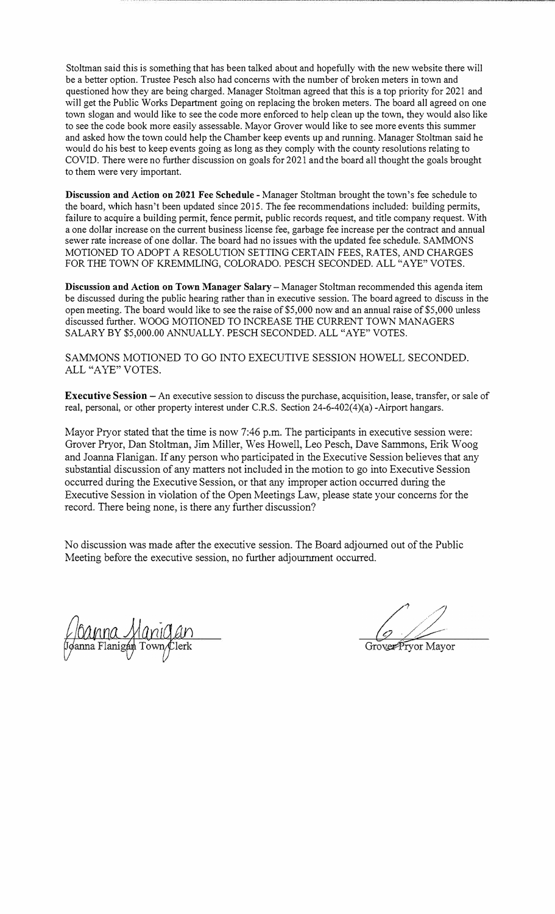Stoltman said this is something that has been talked about and hopefully with the new website there will be a better option. Trustee Pesch also had concerns with the number of broken meters in town and questioned how they are being charged. Manager Stoltman agreed that this is a top priority for 2021 and will get the Public Works Department going on replacing the broken meters. The board all agreed on one town slogan and would like to see the code more enforced to help clean up the town, they would also like to see the code book more easily assessable. Mayor Grover would like to see more events this summer and asked how the town could help the Chamber keep events up and running. Manager Stoltman said he would do his best to keep events going as long as they comply with the county resolutions relating to COVID. There were no further discussion on goals for 2021 and the board all thought the goals brought to them were very important.

**Discussion and Action on 2021 Fee Schedule** - Manager Stoltman brought the town's fee schedule to the board, which hasn't been updated since 2015. The fee recommendations included: building permits, failure to acquire a building permit, fence permit, public records request, and title company request. With a one dollar increase on the current business license fee, garbage fee increase per the contract and annual sewer rate increase of one dollar. The board had no issues with the updated fee schedule. SAMMONS MOTIONED TO ADOPT A RESOLUTION SETTING CERTAIN FEES, RATES, AND CHARGES FOR THE TOWN OF KREMMLING, COLORADO. PESCH SECONDED. ALL "AYE" VOTES.

**Discussion and Action on Town Manager Salary** – Manager Stoltman recommended this agenda item be discussed during the public hearing rather than in executive session. The board agreed to discuss in the open meeting. The board would like to see the raise of $5,000 now and an annual raise of $5,000 unless discussed further. WOOG MOTIONED TO INCREASE THE CURRENT TOWN MANAGERS SALARY BY $5,000.00 ANNUALLY. PESCH SECONDED. ALL "AYE" VOTES.

SAMMONS MOTIONED TO GO INTO EXECUTIVE SESSION HOWELL SECONDED. ALL "AYE" VOTES.

**Executive Session** – An executive session to discuss the purchase, acquisition, lease, transfer, or sale of real, personal, or other property interest under C.R.S. Section 24-6-402(4)(a) -Airport hangars.

Mayor Pryor stated that the time is now 7:46 p.m. The participants in executive session were: Grover Pryor, Dan Stoltman, Jim Miller, Wes Howell, Leo Pesch, Dave Sammons, Erik Woog and Joanna Flanigan. If any person who participated in the Executive Session believes that any substantial discussion of any matters not included in the motion to go into Executive Session occurred during the Executive Session, or that any improper action occurred during the Executive Session in violation of the Open Meetings Law, please state your concerns for the record. There being none, is there any further discussion?

No discussion was made after the executive session. The Board adjourned out of the Public Meeting before the executive session, no further adjournment occurred.

Joanna Flanigan Town Clerk

Grover Pryor Mayor